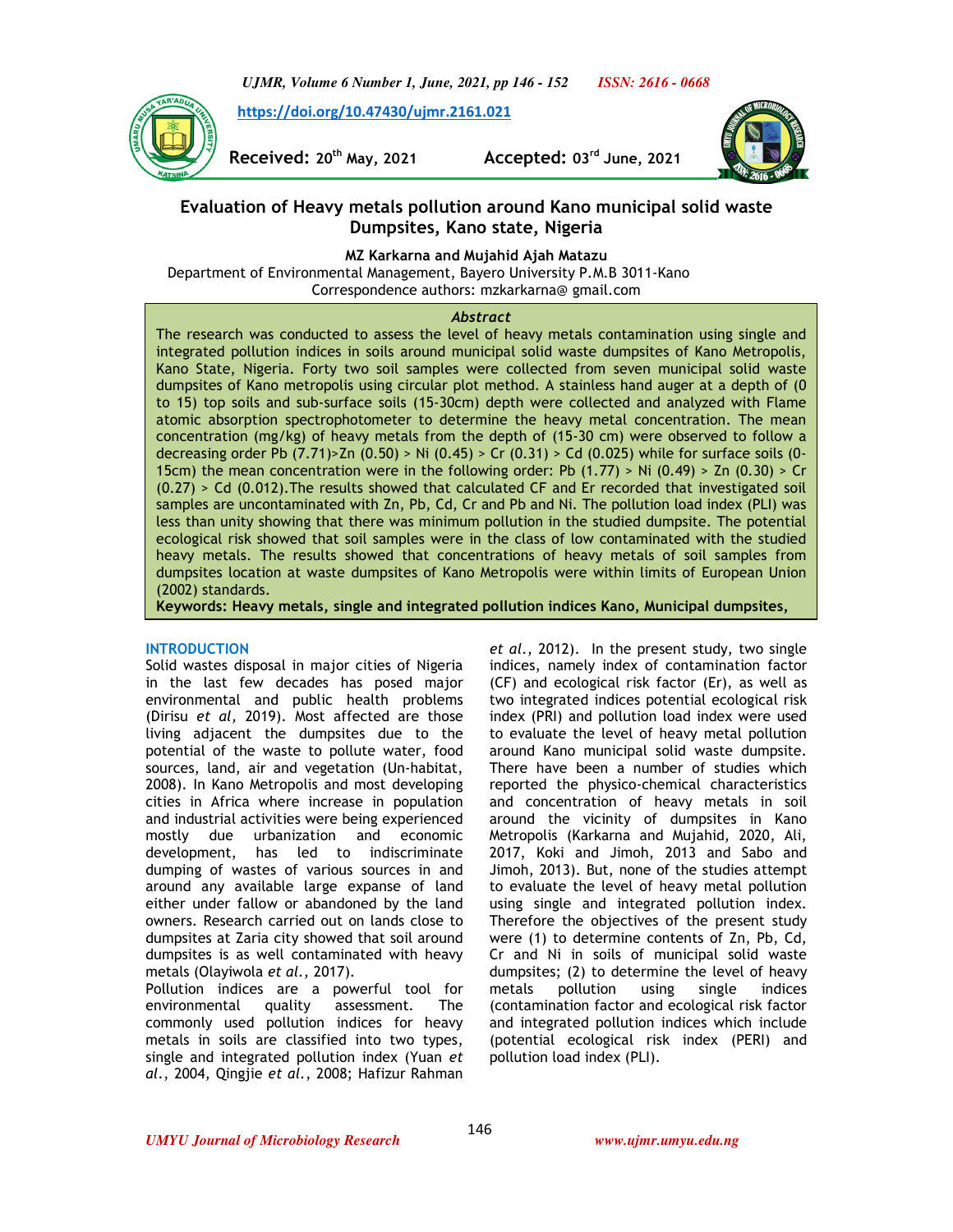https://doi.org/10.47430/ujmr.2161.021

**Received:** 20th May, 2021 **Accepted:** 03rd June, 2021

# Evaluation of Heavy metals pollution around Kano municipal solid waste Dumpsites, Kano state, Nigeria

**MZ Karkarna and Mujahid Ajah Matazu**

Department of Environmental Management, Bayero University P.M.B 3011-Kano

Correspondence authors: mzkarkarna@ gmail.com

## *Abstract*

The research was conducted to assess the level of heavy metals contamination using single and integrated pollution indices in soils around municipal solid waste dumpsites of Kano Metropolis, Kano State, Nigeria. Forty two soil samples were collected from seven municipal solid waste dumpsites of Kano metropolis using circular plot method. A stainless hand auger at a depth of (0 to 15) top soils and sub-surface soils (15-30cm) depth were collected and analyzed with Flame atomic absorption spectrophotometer to determine the heavy metal concentration. The mean concentration (mg/kg) of heavy metals from the depth of (15-30 cm) were observed to follow a decreasing order Pb (7.71)>Zn (0.50) > Ni (0.45) > Cr (0.31) > Cd (0.025) while for surface soils (0-15cm) the mean concentration were in the following order: Pb (1.77) > Ni (0.49) > Zn (0.30) > Cr (0.27) > Cd (0.012).The results showed that calculated CF and Er recorded that investigated soil samples are uncontaminated with Zn, Pb, Cd, Cr and Pb and Ni. The pollution load index (PLI) was less than unity showing that there was minimum pollution in the studied dumpsite. The potential ecological risk showed that soil samples were in the class of low contaminated with the studied heavy metals. The results showed that concentrations of heavy metals of soil samples from dumpsites location at waste dumpsites of Kano Metropolis were within limits of European Union (2002) standards.

**Keywords: Heavy metals, single and integrated pollution indices Kano, Municipal dumpsites,**

## INTRODUCTION

Solid wastes disposal in major cities of Nigeria in the last few decades has posed major environmental and public health problems (Dirisu *et al,* 2019). Most affected are those living adjacent the dumpsites due to the potential of the waste to pollute water, food sources, land, air and vegetation (Un-habitat, 2008). In Kano Metropolis and most developing cities in Africa where increase in population and industrial activities were being experienced mostly due urbanization and economic development, has led to indiscriminate dumping of wastes of various sources in and around any available large expanse of land either under fallow or abandoned by the land owners. Research carried out on lands close to dumpsites at Zaria city showed that soil around dumpsites is as well contaminated with heavy metals (Olayiwola *et al.,* 2017).

Pollution indices are a powerful tool for environmental quality assessment. The commonly used pollution indices for heavy metals in soils are classified into two types, single and integrated pollution index (Yuan *et al.*, 2004, Qingjie *et al.*, 2008; Hafizur Rahman *et al.*, 2012). In the present study, two single indices, namely index of contamination factor (CF) and ecological risk factor (Er), as well as two integrated indices potential ecological risk index (PRI) and pollution load index were used to evaluate the level of heavy metal pollution around Kano municipal solid waste dumpsite. There have been a number of studies which reported the physico-chemical characteristics and concentration of heavy metals in soil around the vicinity of dumpsites in Kano Metropolis (Karkarna and Mujahid, 2020, Ali, 2017, Koki and Jimoh, 2013 and Sabo and Jimoh, 2013). But, none of the studies attempt to evaluate the level of heavy metal pollution using single and integrated pollution index. Therefore the objectives of the present study were (1) to determine contents of Zn, Pb, Cd, Cr and Ni in soils of municipal solid waste dumpsites; (2) to determine the level of heavy metals pollution using single indices (contamination factor and ecological risk factor and integrated pollution indices which include (potential ecological risk index (PERI) and pollution load index (PLI).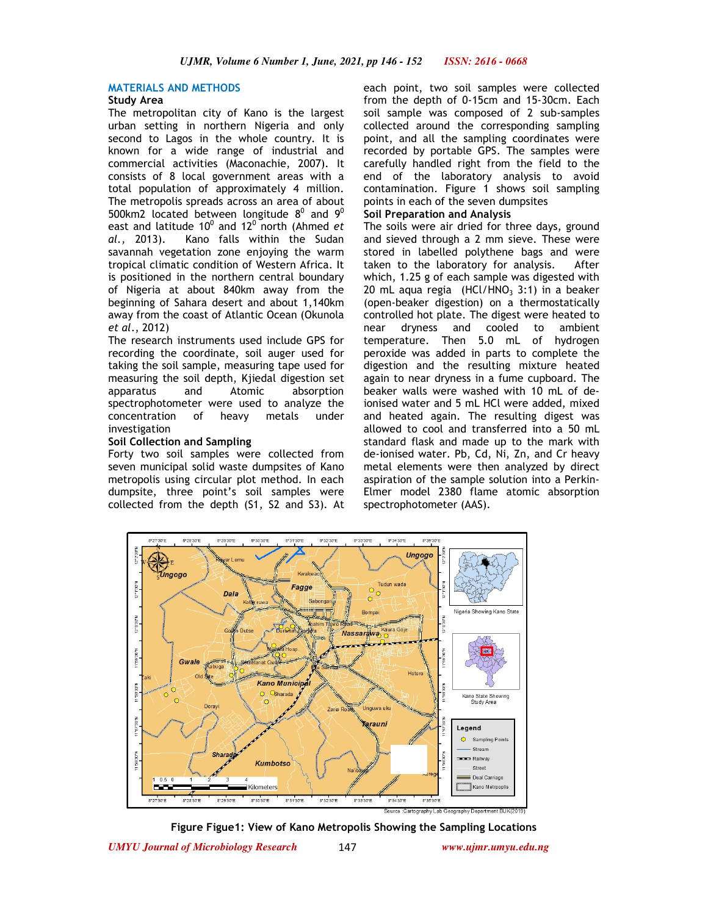## MATERIALS AND METHODS

### Study Area

The metropolitan city of Kano is the largest urban setting in northern Nigeria and only second to Lagos in the whole country. It is known for a wide range of industrial and commercial activities (Maconachie, 2007). It consists of 8 local government areas with a total population of approximately 4 million. The metropolis spreads across an area of about 500km2 located between longitude $8^0$ and $9^0$ east and latitude $10^0$ and $12^0$ north (Ahmed *et al.,* 2013). Kano falls within the Sudan savannah vegetation zone enjoying the warm tropical climatic condition of Western Africa. It is positioned in the northern central boundary of Nigeria at about 840km away from the beginning of Sahara desert and about 1,140km away from the coast of Atlantic Ocean (Okunola *et al*., 2012)

The research instruments used include GPS for recording the coordinate, soil auger used for taking the soil sample, measuring tape used for measuring the soil depth, Kjiedal digestion set apparatus and Atomic absorption spectrophotometer were used to analyze the concentration of heavy metals under investigation

### Soil Collection and Sampling

Forty two soil samples were collected from seven municipal solid waste dumpsites of Kano metropolis using circular plot method. In each dumpsite, three point's soil samples were collected from the depth (S1, S2 and S3). At each point, two soil samples were collected from the depth of 0-15cm and 15-30cm. Each soil sample was composed of 2 sub-samples collected around the corresponding sampling point, and all the sampling coordinates were recorded by portable GPS. The samples were carefully handled right from the field to the end of the laboratory analysis to avoid contamination. Figure 1 shows soil sampling points in each of the seven dumpsites

### Soil Preparation and Analysis

The soils were air dried for three days, ground and sieved through a 2 mm sieve. These were stored in labelled polythene bags and were taken to the laboratory for analysis. After which, 1.25 g of each sample was digested with 20 mL aqua regia ($HCl/HNO_3$ 3:1) in a beaker (open-beaker digestion) on a thermostatically controlled hot plate. The digest were heated to near dryness and cooled to ambient temperature. Then 5.0 mL of hydrogen peroxide was added in parts to complete the digestion and the resulting mixture heated again to near dryness in a fume cupboard. The beaker walls were washed with 10 mL of de-ionised water and 5 mL HCl were added, mixed and heated again. The resulting digest was allowed to cool and transferred into a 50 mL standard flask and made up to the mark with de-ionised water. Pb, Cd, Ni, Zn, and Cr heavy metal elements were then analyzed by direct aspiration of the sample solution into a Perkin-Elmer model 2380 flame atomic absorption spectrophotometer (AAS).

Source :Cartography Lab Geography Department BUK(2019)

**Figure Figue1: View of Kano Metropolis Showing the Sampling Locations**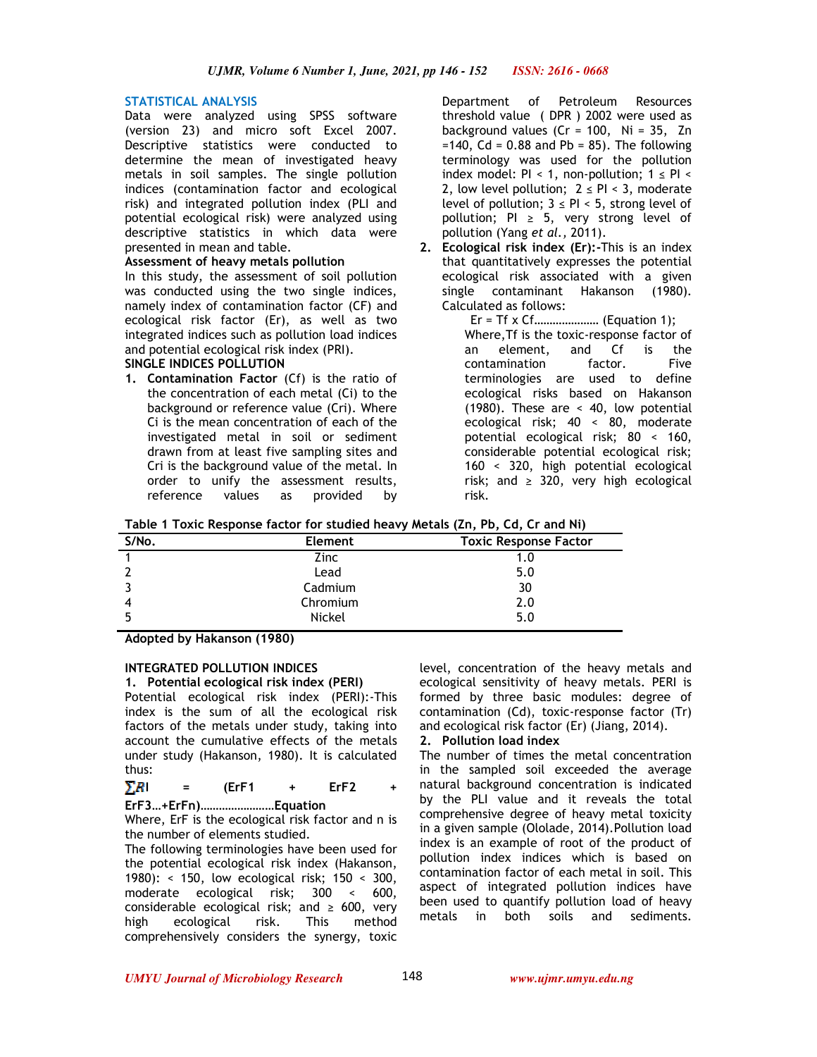## STATISTICAL ANALYSIS

Data were analyzed using SPSS software (version 23) and micro soft Excel 2007. Descriptive statistics were conducted to determine the mean of investigated heavy metals in soil samples. The single pollution indices (contamination factor and ecological risk) and integrated pollution index (PLI and potential ecological risk) were analyzed using descriptive statistics in which data were presented in mean and table.

**Assessment of heavy metals pollution**

In this study, the assessment of soil pollution was conducted using the two single indices, namely index of contamination factor (CF) and ecological risk factor (Er), as well as two integrated indices such as pollution load indices and potential ecological risk index (PRI).

**SINGLE INDICES POLLUTION**

1. **Contamination Factor** (Cf) is the ratio of the concentration of each metal (Ci) to the background or reference value (Cri). Where Ci is the mean concentration of each of the investigated metal in soil or sediment drawn from at least five sampling sites and Cri is the background value of the metal. In order to unify the assessment results, reference values as provided by Department of Petroleum Resources threshold value ( DPR ) 2002 were used as background values (Cr = 100, Ni = 35, Zn =140, Cd = 0.88 and Pb = 85). The following terminology was used for the pollution index model: PI < 1, non-pollution; 1 ≤ PI < 2, low level pollution; 2 ≤ PI < 3, moderate level of pollution; 3 ≤ PI < 5, strong level of pollution; PI ≥ 5, very strong level of pollution (Yang *et al.*, 2011).
2. **Ecological risk index (Er):-**This is an index that quantitatively expresses the potential ecological risk associated with a given single contaminant Hakanson (1980). Calculated as follows:

   Er = Tf x Cf………………… (Equation 1);

   Where,Tf is the toxic-response factor of an element, and Cf is the contamination factor. Five terminologies are used to define ecological risks based on Hakanson (1980). These are < 40, low potential ecological risk; 40 < 80, moderate potential ecological risk; 80 < 160, considerable potential ecological risk; 160 < 320, high potential ecological risk; and ≥ 320, very high ecological risk.

**Table 1 Toxic Response factor for studied heavy Metals (Zn, Pb, Cd, Cr and Ni)**

| S/No. | Element | Toxic Response Factor |
|---|---|---|
| 1 | Zinc | 1.0 |
| 2 | Lead | 5.0 |
| 3 | Cadmium | 30 |
| 4 | Chromium | 2.0 |
| 5 | Nickel | 5.0 |

**Adopted by Hakanson (1980)**

**INTEGRATED POLLUTION INDICES**

1. **Potential ecological risk index (PERI)**

Potential ecological risk index (PERI):-This index is the sum of all the ecological risk factors of the metals under study, taking into account the cumulative effects of the metals under study (Hakanson, 1980). It is calculated thus:

**∑RI = (ErF1 + ErF2 + ErF3…+ErFn)……………………Equation**

Where, ErF is the ecological risk factor and n is the number of elements studied.

The following terminologies have been used for the potential ecological risk index (Hakanson, 1980): < 150, low ecological risk; 150 < 300, moderate ecological risk; 300 < 600, considerable ecological risk; and ≥ 600, very high ecological risk. This method comprehensively considers the synergy, toxic level, concentration of the heavy metals and ecological sensitivity of heavy metals. PERI is formed by three basic modules: degree of contamination (Cd), toxic-response factor (Tr) and ecological risk factor (Er) (Jiang, 2014).

2. **Pollution load index**

The number of times the metal concentration in the sampled soil exceeded the average natural background concentration is indicated by the PLI value and it reveals the total comprehensive degree of heavy metal toxicity in a given sample (Ololade, 2014).Pollution load index is an example of root of the product of pollution index indices which is based on contamination factor of each metal in soil. This aspect of integrated pollution indices have been used to quantify pollution load of heavy metals in both soils and sediments.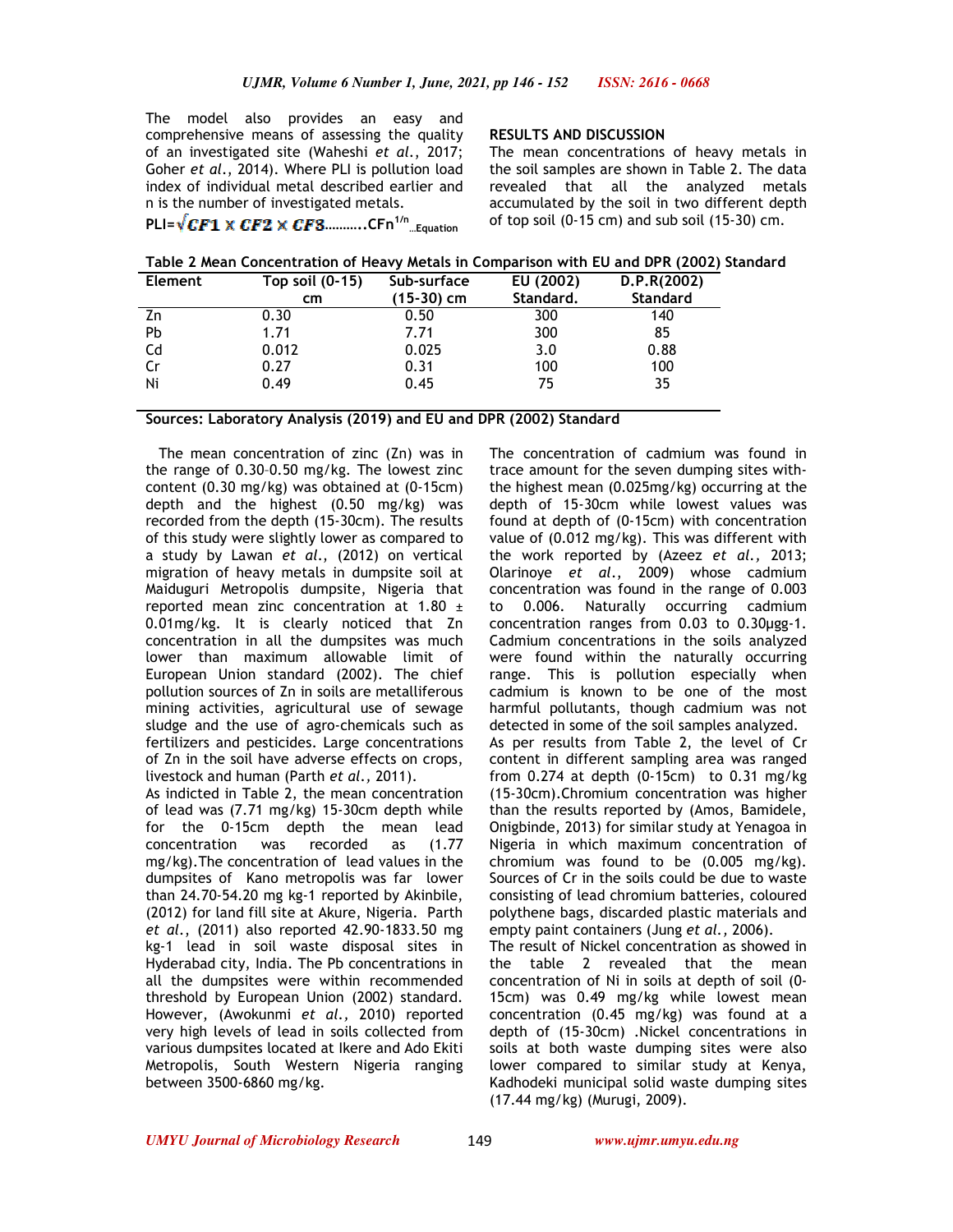The model also provides an easy and comprehensive means of assessing the quality of an investigated site (Waheshi *et al.,* 2017; Goher *et al.,* 2014). Where PLI is pollution load index of individual metal described earlier and n is the number of investigated metals.

$$PLI = \sqrt{CF1 \times CF2 \times CF3 \ldots\ldots CFn}^{1/n} \quad \text{...Equation}$$

## RESULTS AND DISCUSSION

The mean concentrations of heavy metals in the soil samples are shown in Table 2. The data revealed that all the analyzed metals accumulated by the soil in two different depth of top soil (0-15 cm) and sub soil (15-30) cm.

**Table 2 Mean Concentration of Heavy Metals in Comparison with EU and DPR (2002) Standard**

| Element | Top soil (0-15) cm | Sub-surface (15-30) cm | EU (2002) Standard. | D.P.R(2002) Standard |
|---|---|---|---|---|
| Zn | 0.30 | 0.50 | 300 | 140 |
| Pb | 1.71 | 7.71 | 300 | 85 |
| Cd | 0.012 | 0.025 | 3.0 | 0.88 |
| Cr | 0.27 | 0.31 | 100 | 100 |
| Ni | 0.49 | 0.45 | 75 | 35 |

**Sources: Laboratory Analysis (2019) and EU and DPR (2002) Standard**

The mean concentration of zinc (Zn) was in the range of 0.30–0.50 mg/kg. The lowest zinc content (0.30 mg/kg) was obtained at (0-15cm) depth and the highest (0.50 mg/kg) was recorded from the depth (15-30cm). The results of this study were slightly lower as compared to a study by Lawan *et al.,* (2012) on vertical migration of heavy metals in dumpsite soil at Maiduguri Metropolis dumpsite, Nigeria that reported mean zinc concentration at 1.80 ± 0.01mg/kg. It is clearly noticed that Zn concentration in all the dumpsites was much lower than maximum allowable limit of European Union standard (2002). The chief pollution sources of Zn in soils are metalliferous mining activities, agricultural use of sewage sludge and the use of agro-chemicals such as fertilizers and pesticides. Large concentrations of Zn in the soil have adverse effects on crops, livestock and human (Parth *et al.,* 2011).

As indicted in Table 2, the mean concentration of lead was (7.71 mg/kg) 15-30cm depth while for the 0-15cm depth the mean lead concentration was recorded as (1.77 mg/kg).The concentration of lead values in the dumpsites of Kano metropolis was far lower than 24.70-54.20 mg kg-1 reported by Akinbile, (2012) for land fill site at Akure, Nigeria. Parth *et al.,* (2011) also reported 42.90-1833.50 mg kg-1 lead in soil waste disposal sites in Hyderabad city, India. The Pb concentrations in all the dumpsites were within recommended threshold by European Union (2002) standard. However, (Awokunmi *et al.,* 2010) reported very high levels of lead in soils collected from various dumpsites located at Ikere and Ado Ekiti Metropolis, South Western Nigeria ranging between 3500-6860 mg/kg.

The concentration of cadmium was found in trace amount for the seven dumping sites with-the highest mean (0.025mg/kg) occurring at the depth of 15-30cm while lowest values was found at depth of (0-15cm) with concentration value of (0.012 mg/kg). This was different with the work reported by (Azeez *et al.,* 2013; Olarinoye *et al.,* 2009) whose cadmium concentration was found in the range of 0.003 to 0.006. Naturally occurring cadmium concentration ranges from 0.03 to 0.30µgg-1. Cadmium concentrations in the soils analyzed were found within the naturally occurring range. This is pollution especially when cadmium is known to be one of the most harmful pollutants, though cadmium was not detected in some of the soil samples analyzed.

As per results from Table 2, the level of Cr content in different sampling area was ranged from 0.274 at depth (0-15cm) to 0.31 mg/kg (15-30cm).Chromium concentration was higher than the results reported by (Amos, Bamidele, Onigbinde, 2013) for similar study at Yenagoa in Nigeria in which maximum concentration of chromium was found to be (0.005 mg/kg). Sources of Cr in the soils could be due to waste consisting of lead chromium batteries, coloured polythene bags, discarded plastic materials and empty paint containers (Jung *et al.,* 2006).

The result of Nickel concentration as showed in the table 2 revealed that the mean concentration of Ni in soils at depth of soil (0-15cm) was 0.49 mg/kg while lowest mean concentration (0.45 mg/kg) was found at a depth of (15-30cm) .Nickel concentrations in soils at both waste dumping sites were also lower compared to similar study at Kenya, Kadhodeki municipal solid waste dumping sites (17.44 mg/kg) (Murugi, 2009).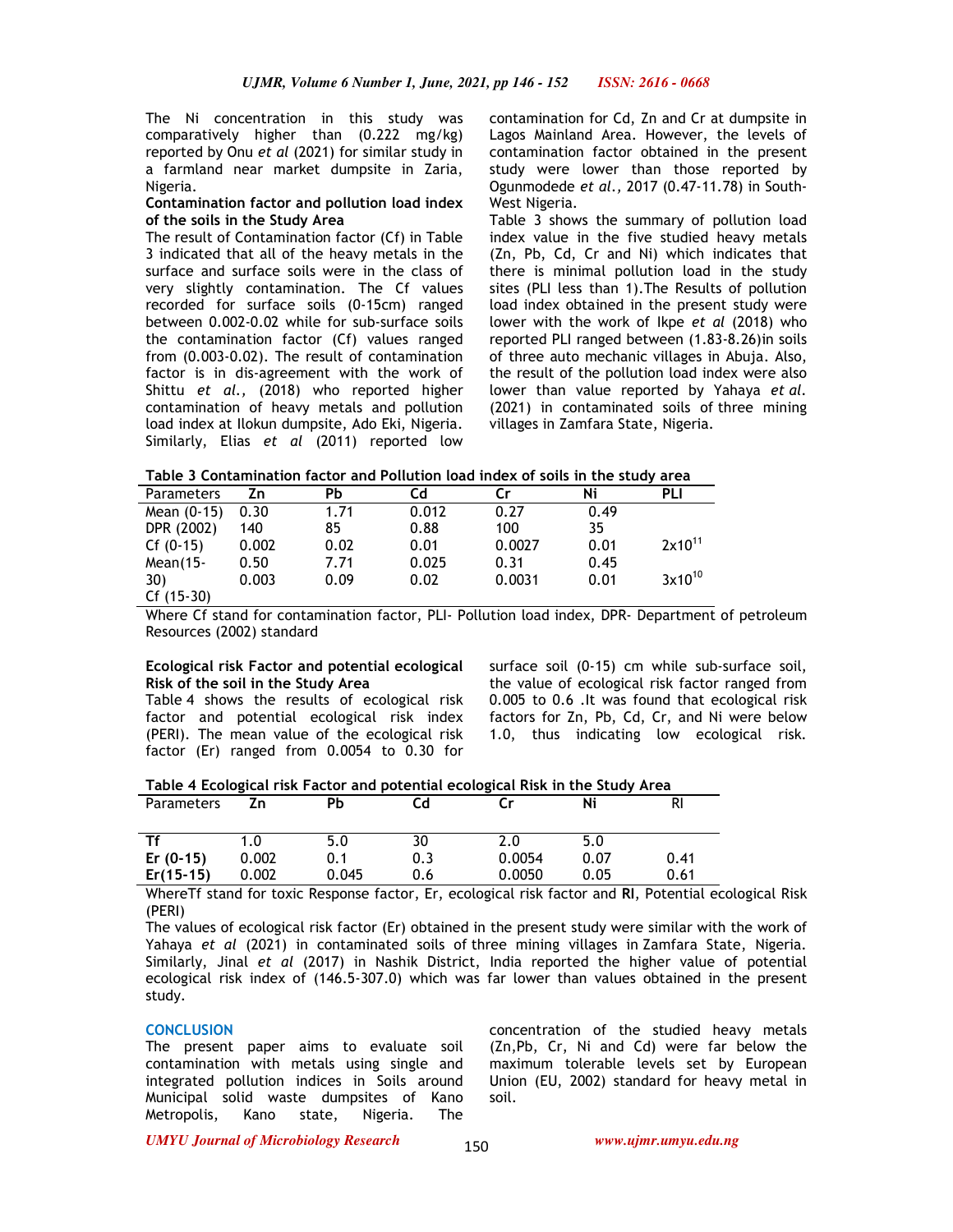The Ni concentration in this study was comparatively higher than (0.222 mg/kg) reported by Onu *et al* (2021) for similar study in a farmland near market dumpsite in Zaria, Nigeria.

**Contamination factor and pollution load index of the soils in the Study Area**

The result of Contamination factor (Cf) in Table 3 indicated that all of the heavy metals in the surface and surface soils were in the class of very slightly contamination. The Cf values recorded for surface soils (0-15cm) ranged between 0.002-0.02 while for sub-surface soils the contamination factor (Cf) values ranged from (0.003-0.02). The result of contamination factor is in dis-agreement with the work of Shittu *et al.,* (2018) who reported higher contamination of heavy metals and pollution load index at Ilokun dumpsite, Ado Eki, Nigeria. Similarly, Elias *et al* (2011) reported low contamination for Cd, Zn and Cr at dumpsite in Lagos Mainland Area. However, the levels of contamination factor obtained in the present study were lower than those reported by Ogunmodede *et al.,* 2017 (0.47-11.78) in South-West Nigeria.

Table 3 shows the summary of pollution load index value in the five studied heavy metals (Zn, Pb, Cd, Cr and Ni) which indicates that there is minimal pollution load in the study sites (PLI less than 1).The Results of pollution load index obtained in the present study were lower with the work of Ikpe *et al* (2018) who reported PLI ranged between (1.83-8.26)in soils of three auto mechanic villages in Abuja. Also, the result of the pollution load index were also lower than value reported by Yahaya *et al.* (2021) in contaminated soils of three mining villages in Zamfara State, Nigeria.

**Table 3 Contamination factor and Pollution load index of soils in the study area**

| Parameters | Zn | Pb | Cd | Cr | Ni | PLI |
|---|---|---|---|---|---|---|
| Mean (0-15) | 0.30 | 1.71 | 0.012 | 0.27 | 0.49 | |
| DPR (2002) | 140 | 85 | 0.88 | 100 | 35 | |
| Cf (0-15) | 0.002 | 0.02 | 0.01 | 0.0027 | 0.01 | $2x10^{11}$ |
| Mean(15-30) | 0.50 | 7.71 | 0.025 | 0.31 | 0.45 | |
| Cf (15-30) | 0.003 | 0.09 | 0.02 | 0.0031 | 0.01 | $3x10^{10}$ |

Where Cf stand for contamination factor, PLI- Pollution load index, DPR- Department of petroleum Resources (2002) standard

**Ecological risk Factor and potential ecological Risk of the soil in the Study Area**

Table 4 shows the results of ecological risk factor and potential ecological risk index (PERI). The mean value of the ecological risk factor (Er) ranged from 0.0054 to 0.30 for surface soil (0-15) cm while sub-surface soil, the value of ecological risk factor ranged from 0.005 to 0.6 .It was found that ecological risk factors for Zn, Pb, Cd, Cr, and Ni were below 1.0, thus indicating low ecological risk.

**Table 4 Ecological risk Factor and potential ecological Risk in the Study Area**

| Parameters | Zn | Pb | Cd | Cr | Ni | RI |
|---|---|---|---|---|---|---|
| **Tf** | 1.0 | 5.0 | 30 | 2.0 | 5.0 | |
| **Er (0-15)** | 0.002 | 0.1 | 0.3 | 0.0054 | 0.07 | 0.41 |
| **Er(15-15)** | 0.002 | 0.045 | 0.6 | 0.0050 | 0.05 | 0.61 |

WhereTf stand for toxic Response factor, Er, ecological risk factor and **RI**, Potential ecological Risk (PERI)

The values of ecological risk factor (Er) obtained in the present study were similar with the work of Yahaya *et al* (2021) in contaminated soils of three mining villages in Zamfara State, Nigeria. Similarly, Jinal *et al* (2017) in Nashik District, India reported the higher value of potential ecological risk index of (146.5-307.0) which was far lower than values obtained in the present study.

## CONCLUSION

The present paper aims to evaluate soil contamination with metals using single and integrated pollution indices in Soils around Municipal solid waste dumpsites of Kano Metropolis, Kano state, Nigeria. The concentration of the studied heavy metals (Zn,Pb, Cr, Ni and Cd) were far below the maximum tolerable levels set by European Union (EU, 2002) standard for heavy metal in soil.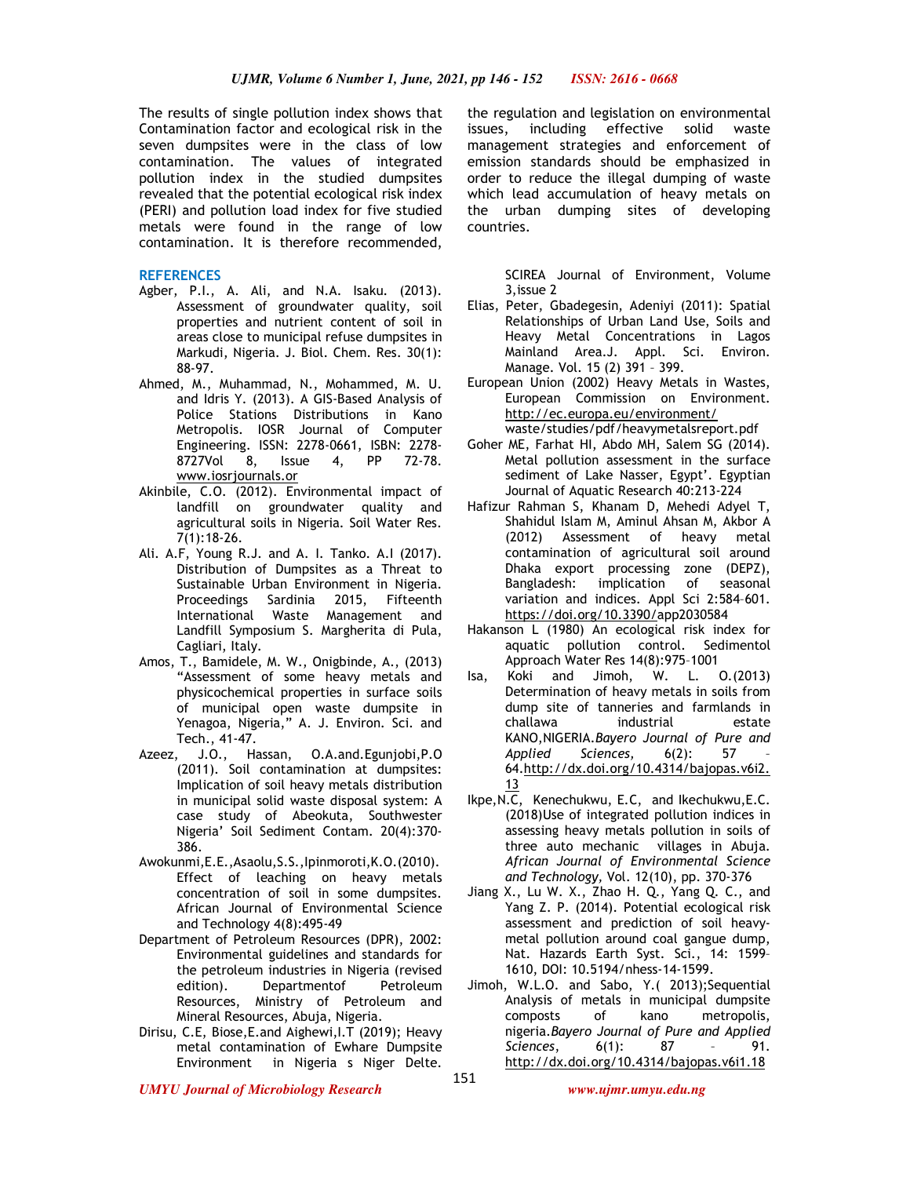The results of single pollution index shows that Contamination factor and ecological risk in the seven dumpsites were in the class of low contamination. The values of integrated pollution index in the studied dumpsites revealed that the potential ecological risk index (PERI) and pollution load index for five studied metals were found in the range of low contamination. It is therefore recommended, the regulation and legislation on environmental issues, including effective solid waste management strategies and enforcement of emission standards should be emphasized in order to reduce the illegal dumping of waste which lead accumulation of heavy metals on the urban dumping sites of developing countries.

## REFERENCES

Agber, P.I., A. Ali, and N.A. Isaku. (2013). Assessment of groundwater quality, soil properties and nutrient content of soil in areas close to municipal refuse dumpsites in Markudi, Nigeria. J. Biol. Chem. Res. 30(1): 88-97.

Ahmed, M., Muhammad, N., Mohammed, M. U. and Idris Y. (2013). A GIS-Based Analysis of Police Stations Distributions in Kano Metropolis. IOSR Journal of Computer Engineering. ISSN: 2278-0661, ISBN: 2278-8727Vol 8, Issue 4, PP 72-78. www.iosrjournals.or

Akinbile, C.O. (2012). Environmental impact of landfill on groundwater quality and agricultural soils in Nigeria. Soil Water Res. 7(1):18-26.

Ali. A.F, Young R.J. and A. I. Tanko. A.I (2017). Distribution of Dumpsites as a Threat to Sustainable Urban Environment in Nigeria. Proceedings Sardinia 2015, Fifteenth International Waste Management and Landfill Symposium S. Margherita di Pula, Cagliari, Italy.

Amos, T., Bamidele, M. W., Onigbinde, A., (2013) "Assessment of some heavy metals and physicochemical properties in surface soils of municipal open waste dumpsite in Yenagoa, Nigeria," A. J. Environ. Sci. and Tech., 41-47.

Azeez, J.O., Hassan, O.A.and.Egunjobi,P.O (2011). Soil contamination at dumpsites: Implication of soil heavy metals distribution in municipal solid waste disposal system: A case study of Abeokuta, Southwester Nigeria' Soil Sediment Contam. 20(4):370-386.

Awokunmi,E.E.,Asaolu,S.S.,Ipinmoroti,K.O.(2010). Effect of leaching on heavy metals concentration of soil in some dumpsites. African Journal of Environmental Science and Technology 4(8):495-49

Department of Petroleum Resources (DPR), 2002: Environmental guidelines and standards for the petroleum industries in Nigeria (revised edition). Departmentof Petroleum Resources, Ministry of Petroleum and Mineral Resources, Abuja, Nigeria.

Dirisu, C.E, Biose,E.and Aighewi,I.T (2019); Heavy metal contamination of Ewhare Dumpsite Environment in Nigeria s Niger Delte. SCIREA Journal of Environment, Volume 3,issue 2

Elias, Peter, Gbadegesin, Adeniyi (2011): Spatial Relationships of Urban Land Use, Soils and Heavy Metal Concentrations in Lagos Mainland Area.J. Appl. Sci. Environ. Manage. Vol. 15 (2) 391 – 399.

European Union (2002) Heavy Metals in Wastes, European Commission on Environment. http://ec.europa.eu/environment/ waste/studies/pdf/heavymetalsreport.pdf

Goher ME, Farhat HI, Abdo MH, Salem SG (2014). Metal pollution assessment in the surface sediment of Lake Nasser, Egypt'. Egyptian Journal of Aquatic Research 40:213-224

Hafizur Rahman S, Khanam D, Mehedi Adyel T, Shahidul Islam M, Aminul Ahsan M, Akbor A (2012) Assessment of heavy metal contamination of agricultural soil around Dhaka export processing zone (DEPZ), Bangladesh: implication of seasonal variation and indices. Appl Sci 2:584–601. https://doi.org/10.3390/app2030584

Hakanson L (1980) An ecological risk index for aquatic pollution control. Sedimentol Approach Water Res 14(8):975–1001

Isa, Koki and Jimoh, W. L. O.(2013) Determination of heavy metals in soils from dump site of tanneries and farmlands in challawa industrial estate KANO,NIGERIA.*Bayero Journal of Pure and Applied Sciences,* 6(2): 57 – 64.http://dx.doi.org/10.4314/bajopas.v6i2.13

Ikpe,N.C, Kenechukwu, E.C, and Ikechukwu,E.C. (2018)Use of integrated pollution indices in assessing heavy metals pollution in soils of three auto mechanic villages in Abuja. *African Journal of Environmental Science and Technology*, Vol. 12(10), pp. 370-376

Jiang X., Lu W. X., Zhao H. Q., Yang Q. C., and Yang Z. P. (2014). Potential ecological risk assessment and prediction of soil heavy-metal pollution around coal gangue dump, Nat. Hazards Earth Syst. Sci., 14: 1599–1610, DOI: 10.5194/nhess-14-1599.

Jimoh, W.L.O. and Sabo, Y.( 2013);Sequential Analysis of metals in municipal dumpsite composts of kano metropolis, nigeria.*Bayero Journal of Pure and Applied Sciences*, 6(1): 87 – 91. http://dx.doi.org/10.4314/bajopas.v6i1.18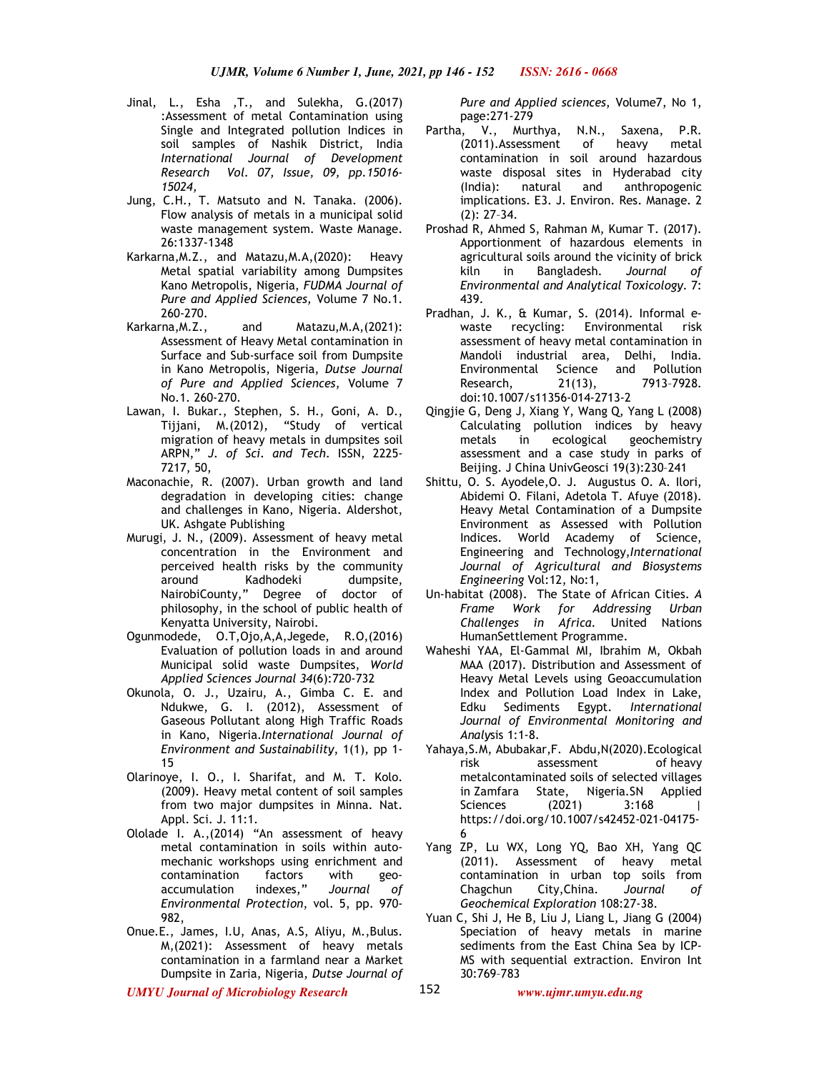Jinal, L., Esha ,T., and Sulekha, G.(2017) :Assessment of metal Contamination using Single and Integrated pollution Indices in soil samples of Nashik District, India *International Journal of Development Research Vol. 07, Issue, 09, pp.15016-15024,*

Jung, C.H., T. Matsuto and N. Tanaka. (2006). Flow analysis of metals in a municipal solid waste management system. Waste Manage. 26:1337-1348

Karkarna,M.Z., and Matazu,M.A,(2020): Heavy Metal spatial variability among Dumpsites Kano Metropolis, Nigeria, *FUDMA Journal of Pure and Applied Sciences,* Volume 7 No.1. 260-270.

Karkarna,M.Z., and Matazu,M.A,(2021): Assessment of Heavy Metal contamination in Surface and Sub-surface soil from Dumpsite in Kano Metropolis, Nigeria, *Dutse Journal of Pure and Applied Sciences*, Volume 7 No.1. 260-270.

Lawan, I. Bukar., Stephen, S. H., Goni, A. D., Tijjani, M.(2012), "Study of vertical migration of heavy metals in dumpsites soil ARPN," *J. of Sci. and Tech.* ISSN, 2225-7217, 50,

Maconachie, R. (2007). Urban growth and land degradation in developing cities: change and challenges in Kano, Nigeria. Aldershot, UK. Ashgate Publishing

Murugi, J. N., (2009). Assessment of heavy metal concentration in the Environment and perceived health risks by the community around Kadhodeki dumpsite, NairobiCounty," Degree of doctor of philosophy, in the school of public health of Kenyatta University, Nairobi.

Ogunmodede, O.T,Ojo,A,A,Jegede, R.O,(2016) Evaluation of pollution loads in and around Municipal solid waste Dumpsites, *World Applied Sciences Journal 34*(6):720-732

Okunola, O. J., Uzairu, A., Gimba C. E. and Ndukwe, G. I. (2012), Assessment of Gaseous Pollutant along High Traffic Roads in Kano, Nigeria.*International Journal of Environment and Sustainability*, 1(1), pp 1-15

Olarinoye, I. O., I. Sharifat, and M. T. Kolo. (2009). Heavy metal content of soil samples from two major dumpsites in Minna. Nat. Appl. Sci. J. 11:1.

Ololade I. A.,(2014) "An assessment of heavy metal contamination in soils within auto-mechanic workshops using enrichment and contamination factors with geo-accumulation indexes," *Journal of Environmental Protection*, vol. 5, pp. 970-982,

Onue.E., James, I.U, Anas, A.S, Aliyu, M.,Bulus. M,(2021): Assessment of heavy metals contamination in a farmland near a Market Dumpsite in Zaria, Nigeria, *Dutse Journal of Pure and Applied sciences*, Volume7, No 1, page:271-279

Partha, V., Murthya, N.N., Saxena, P.R. (2011).Assessment of heavy metal contamination in soil around hazardous waste disposal sites in Hyderabad city (India): natural and anthropogenic implications. E3. J. Environ. Res. Manage. 2 (2): 27–34.

Proshad R, Ahmed S, Rahman M, Kumar T. (2017). Apportionment of hazardous elements in agricultural soils around the vicinity of brick kiln in Bangladesh. *Journal of Environmental and Analytical Toxicology.* 7: 439.

Pradhan, J. K., & Kumar, S. (2014). Informal e-waste recycling: Environmental risk assessment of heavy metal contamination in Mandoli industrial area, Delhi, India. Environmental Science and Pollution Research, 21(13), 7913–7928. doi:10.1007/s11356-014-2713-2

Qingjie G, Deng J, Xiang Y, Wang Q, Yang L (2008) Calculating pollution indices by heavy metals in ecological geochemistry assessment and a case study in parks of Beijing. J China UnivGeosci 19(3):230–241

Shittu, O. S. Ayodele,O. J. Augustus O. A. Ilori, Abidemi O. Filani, Adetola T. Afuye (2018). Heavy Metal Contamination of a Dumpsite Environment as Assessed with Pollution Indices. World Academy of Science, Engineering and Technology,*International Journal of Agricultural and Biosystems Engineering* Vol:12, No:1,

Un-habitat (2008). The State of African Cities. *A Frame Work for Addressing Urban Challenges in Africa.* United Nations HumanSettlement Programme.

Waheshi YAA, El-Gammal MI, Ibrahim M, Okbah MAA (2017). Distribution and Assessment of Heavy Metal Levels using Geoaccumulation Index and Pollution Load Index in Lake, Edku Sediments Egypt. *International Journal of Environmental Monitoring and Analysis* 1:1-8.

Yahaya,S.M, Abubakar,F. Abdu,N(2020).Ecological risk assessment of heavy metalcontaminated soils of selected villages in Zamfara State, Nigeria.SN Applied Sciences (2021) 3:168 | https://doi.org/10.1007/s42452-021-04175-6

Yang ZP, Lu WX, Long YQ, Bao XH, Yang QC (2011). Assessment of heavy metal contamination in urban top soils from Chagchun City,China. *Journal of Geochemical Exploration* 108:27-38.

Yuan C, Shi J, He B, Liu J, Liang L, Jiang G (2004) Speciation of heavy metals in marine sediments from the East China Sea by ICP-MS with sequential extraction. Environ Int 30:769–783